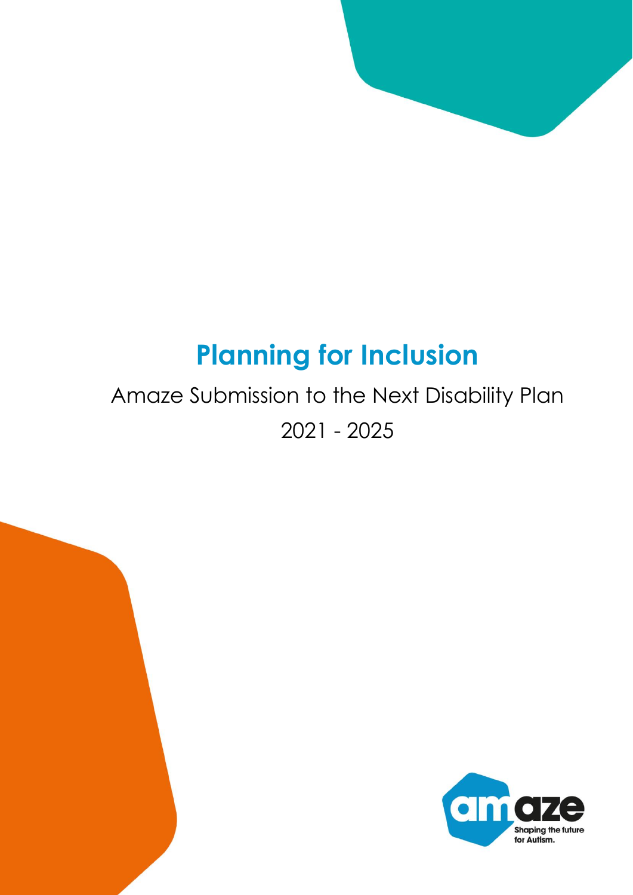# Planning for Inclusion

Amaze Submission to the Next Disability Plan

2021 - 2025

amaze

Shaping the future for Autism.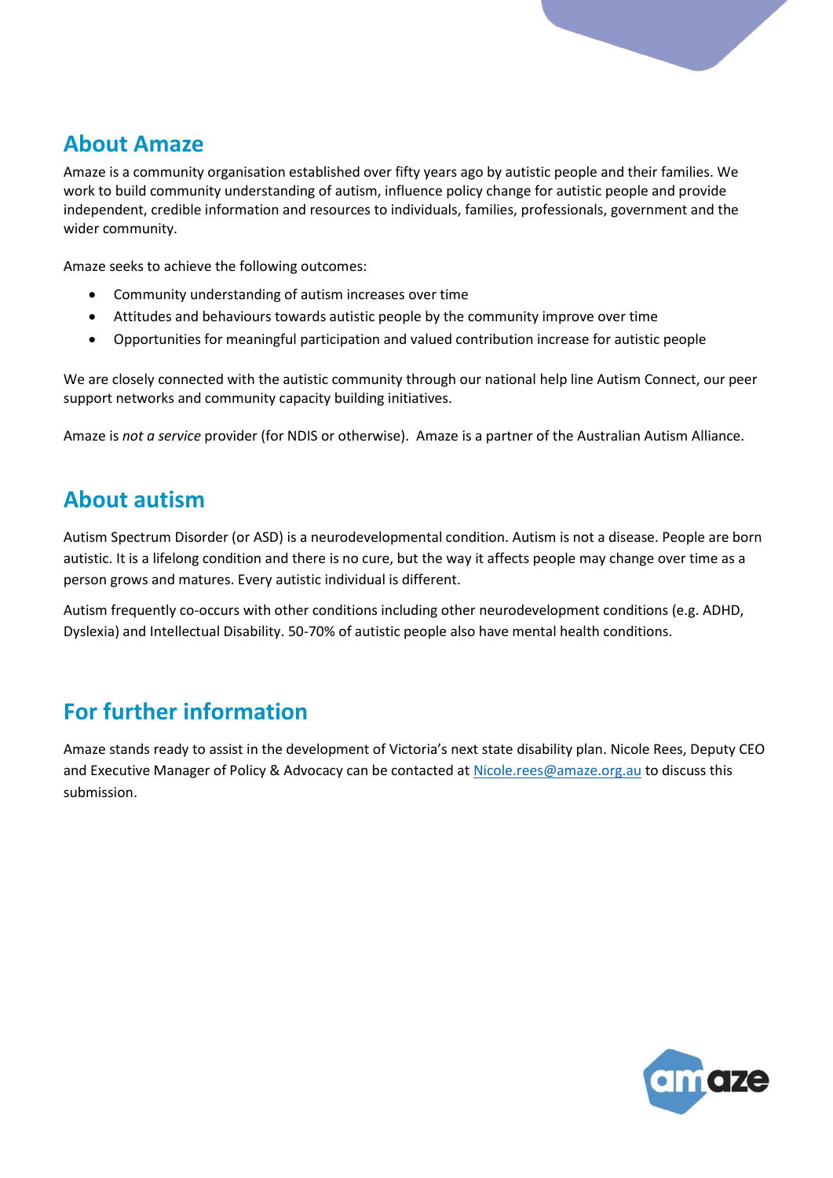## About Amaze

Amaze is a community organisation established over fifty years ago by autistic people and their families. We work to build community understanding of autism, influence policy change for autistic people and provide independent, credible information and resources to individuals, families, professionals, government and the wider community.

Amaze seeks to achieve the following outcomes:

- Community understanding of autism increases over time
- Attitudes and behaviours towards autistic people by the community improve over time
- Opportunities for meaningful participation and valued contribution increase for autistic people

We are closely connected with the autistic community through our national help line Autism Connect, our peer support networks and community capacity building initiatives.

Amaze is *not a service* provider (for NDIS or otherwise). Amaze is a partner of the Australian Autism Alliance.

## About autism

Autism Spectrum Disorder (or ASD) is a neurodevelopmental condition. Autism is not a disease. People are born autistic. It is a lifelong condition and there is no cure, but the way it affects people may change over time as a person grows and matures. Every autistic individual is different.

Autism frequently co-occurs with other conditions including other neurodevelopment conditions (e.g. ADHD, Dyslexia) and Intellectual Disability. 50-70% of autistic people also have mental health conditions.

## For further information

Amaze stands ready to assist in the development of Victoria's next state disability plan. Nicole Rees, Deputy CEO and Executive Manager of Policy & Advocacy can be contacted at Nicole.rees@amaze.org.au to discuss this submission.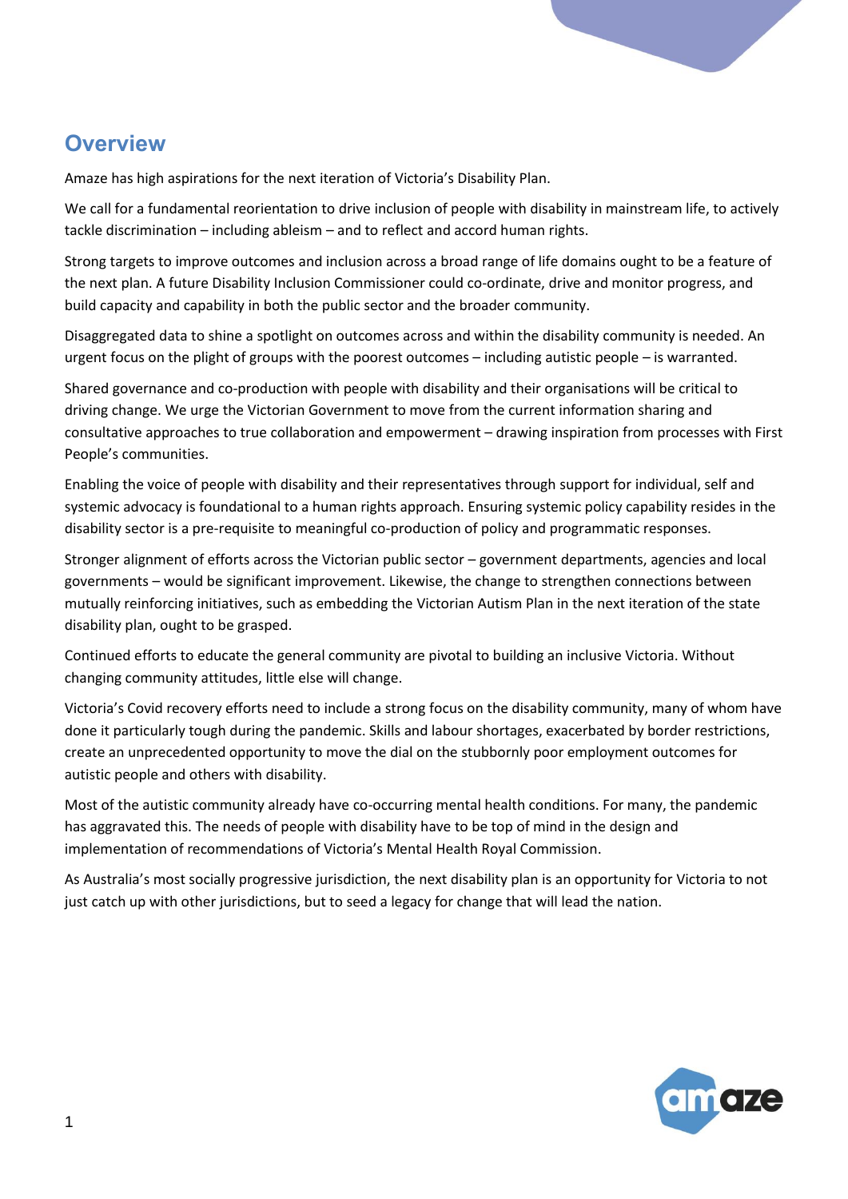## Overview

Amaze has high aspirations for the next iteration of Victoria's Disability Plan.

We call for a fundamental reorientation to drive inclusion of people with disability in mainstream life, to actively tackle discrimination – including ableism – and to reflect and accord human rights.

Strong targets to improve outcomes and inclusion across a broad range of life domains ought to be a feature of the next plan. A future Disability Inclusion Commissioner could co-ordinate, drive and monitor progress, and build capacity and capability in both the public sector and the broader community.

Disaggregated data to shine a spotlight on outcomes across and within the disability community is needed. An urgent focus on the plight of groups with the poorest outcomes – including autistic people – is warranted.

Shared governance and co-production with people with disability and their organisations will be critical to driving change. We urge the Victorian Government to move from the current information sharing and consultative approaches to true collaboration and empowerment – drawing inspiration from processes with First People's communities.

Enabling the voice of people with disability and their representatives through support for individual, self and systemic advocacy is foundational to a human rights approach. Ensuring systemic policy capability resides in the disability sector is a pre-requisite to meaningful co-production of policy and programmatic responses.

Stronger alignment of efforts across the Victorian public sector – government departments, agencies and local governments – would be significant improvement. Likewise, the change to strengthen connections between mutually reinforcing initiatives, such as embedding the Victorian Autism Plan in the next iteration of the state disability plan, ought to be grasped.

Continued efforts to educate the general community are pivotal to building an inclusive Victoria. Without changing community attitudes, little else will change.

Victoria's Covid recovery efforts need to include a strong focus on the disability community, many of whom have done it particularly tough during the pandemic. Skills and labour shortages, exacerbated by border restrictions, create an unprecedented opportunity to move the dial on the stubbornly poor employment outcomes for autistic people and others with disability.

Most of the autistic community already have co-occurring mental health conditions. For many, the pandemic has aggravated this. The needs of people with disability have to be top of mind in the design and implementation of recommendations of Victoria's Mental Health Royal Commission.

As Australia's most socially progressive jurisdiction, the next disability plan is an opportunity for Victoria to not just catch up with other jurisdictions, but to seed a legacy for change that will lead the nation.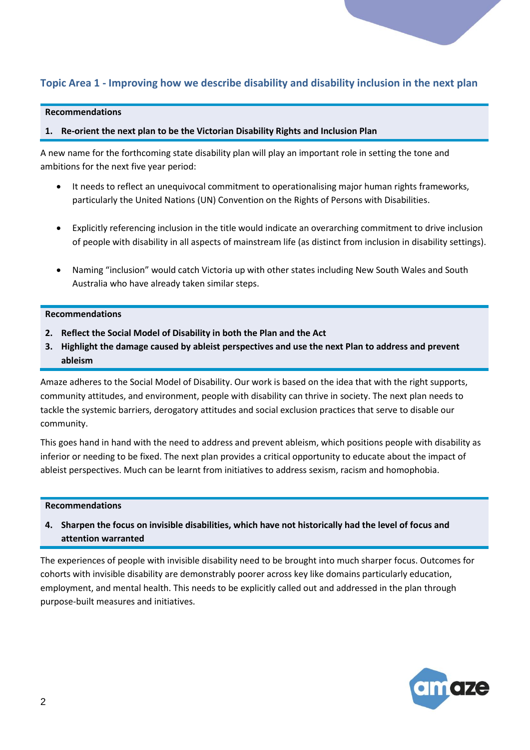## Topic Area 1 - Improving how we describe disability and disability inclusion in the next plan

**Recommendations**

1. **Re-orient the next plan to be the Victorian Disability Rights and Inclusion Plan**

A new name for the forthcoming state disability plan will play an important role in setting the tone and ambitions for the next five year period:

- It needs to reflect an unequivocal commitment to operationalising major human rights frameworks, particularly the United Nations (UN) Convention on the Rights of Persons with Disabilities.
- Explicitly referencing inclusion in the title would indicate an overarching commitment to drive inclusion of people with disability in all aspects of mainstream life (as distinct from inclusion in disability settings).
- Naming "inclusion" would catch Victoria up with other states including New South Wales and South Australia who have already taken similar steps.

**Recommendations**

2. **Reflect the Social Model of Disability in both the Plan and the Act**
3. **Highlight the damage caused by ableist perspectives and use the next Plan to address and prevent ableism**

Amaze adheres to the Social Model of Disability. Our work is based on the idea that with the right supports, community attitudes, and environment, people with disability can thrive in society. The next plan needs to tackle the systemic barriers, derogatory attitudes and social exclusion practices that serve to disable our community.

This goes hand in hand with the need to address and prevent ableism, which positions people with disability as inferior or needing to be fixed. The next plan provides a critical opportunity to educate about the impact of ableist perspectives. Much can be learnt from initiatives to address sexism, racism and homophobia.

**Recommendations**

4. **Sharpen the focus on invisible disabilities, which have not historically had the level of focus and attention warranted**

The experiences of people with invisible disability need to be brought into much sharper focus. Outcomes for cohorts with invisible disability are demonstrably poorer across key like domains particularly education, employment, and mental health. This needs to be explicitly called out and addressed in the plan through purpose-built measures and initiatives.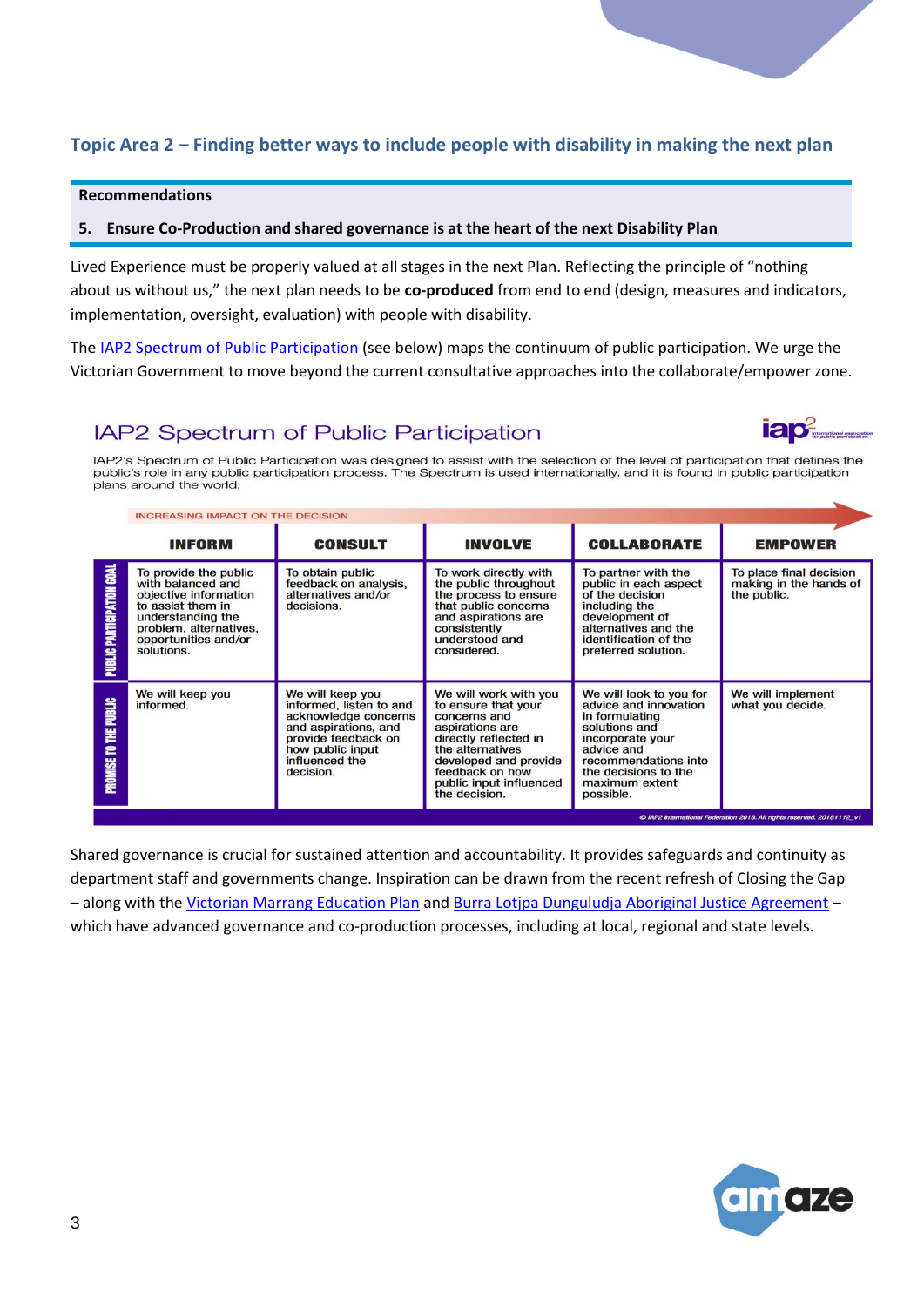## Topic Area 2 – Finding better ways to include people with disability in making the next plan

**Recommendations**

**5. Ensure Co-Production and shared governance is at the heart of the next Disability Plan**

Lived Experience must be properly valued at all stages in the next Plan. Reflecting the principle of "nothing about us without us," the next plan needs to be **co-produced** from end to end (design, measures and indicators, implementation, oversight, evaluation) with people with disability.

The IAP2 Spectrum of Public Participation (see below) maps the continuum of public participation. We urge the Victorian Government to move beyond the current consultative approaches into the collaborate/empower zone.

### IAP2 Spectrum of Public Participation

IAP2's Spectrum of Public Participation was designed to assist with the selection of the level of participation that defines the public's role in any public participation process. The Spectrum is used internationally, and it is found in public participation plans around the world.

INCREASING IMPACT ON THE DECISION →

| | INFORM | CONSULT | INVOLVE | COLLABORATE | EMPOWER |
|---|---|---|---|---|---|
| PUBLIC PARTICIPATION GOAL | To provide the public with balanced and objective information to assist them in understanding the problem, alternatives, opportunities and/or solutions. | To obtain public feedback on analysis, alternatives and/or decisions. | To work directly with the public throughout the process to ensure that public concerns and aspirations are consistently understood and considered. | To partner with the public in each aspect of the decision including the development of alternatives and the identification of the preferred solution. | To place final decision making in the hands of the public. |
| PROMISE TO THE PUBLIC | We will keep you informed. | We will keep you informed, listen to and acknowledge concerns and aspirations, and provide feedback on how public input influenced the decision. | We will work with you to ensure that your concerns and aspirations are directly reflected in the alternatives developed and provide feedback on how public input influenced the decision. | We will look to you for advice and innovation in formulating solutions and incorporate your advice and recommendations into the decisions to the maximum extent possible. | We will implement what you decide. |

© IAP2 International Federation 2018. All rights reserved. 20181112_v1

Shared governance is crucial for sustained attention and accountability. It provides safeguards and continuity as department staff and governments change. Inspiration can be drawn from the recent refresh of Closing the Gap – along with the Victorian Marrang Education Plan and Burra Lotjpa Dunguludja Aboriginal Justice Agreement – which have advanced governance and co-production processes, including at local, regional and state levels.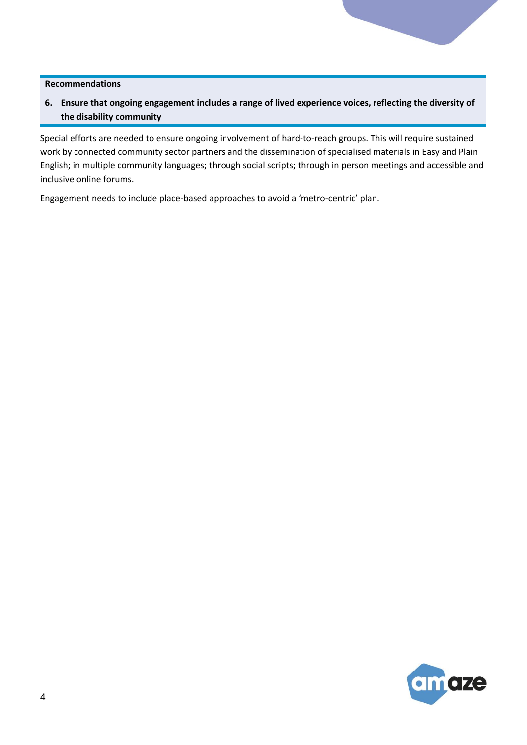**Recommendations**

**6. Ensure that ongoing engagement includes a range of lived experience voices, reflecting the diversity of the disability community**

Special efforts are needed to ensure ongoing involvement of hard-to-reach groups. This will require sustained work by connected community sector partners and the dissemination of specialised materials in Easy and Plain English; in multiple community languages; through social scripts; through in person meetings and accessible and inclusive online forums.

Engagement needs to include place-based approaches to avoid a 'metro-centric' plan.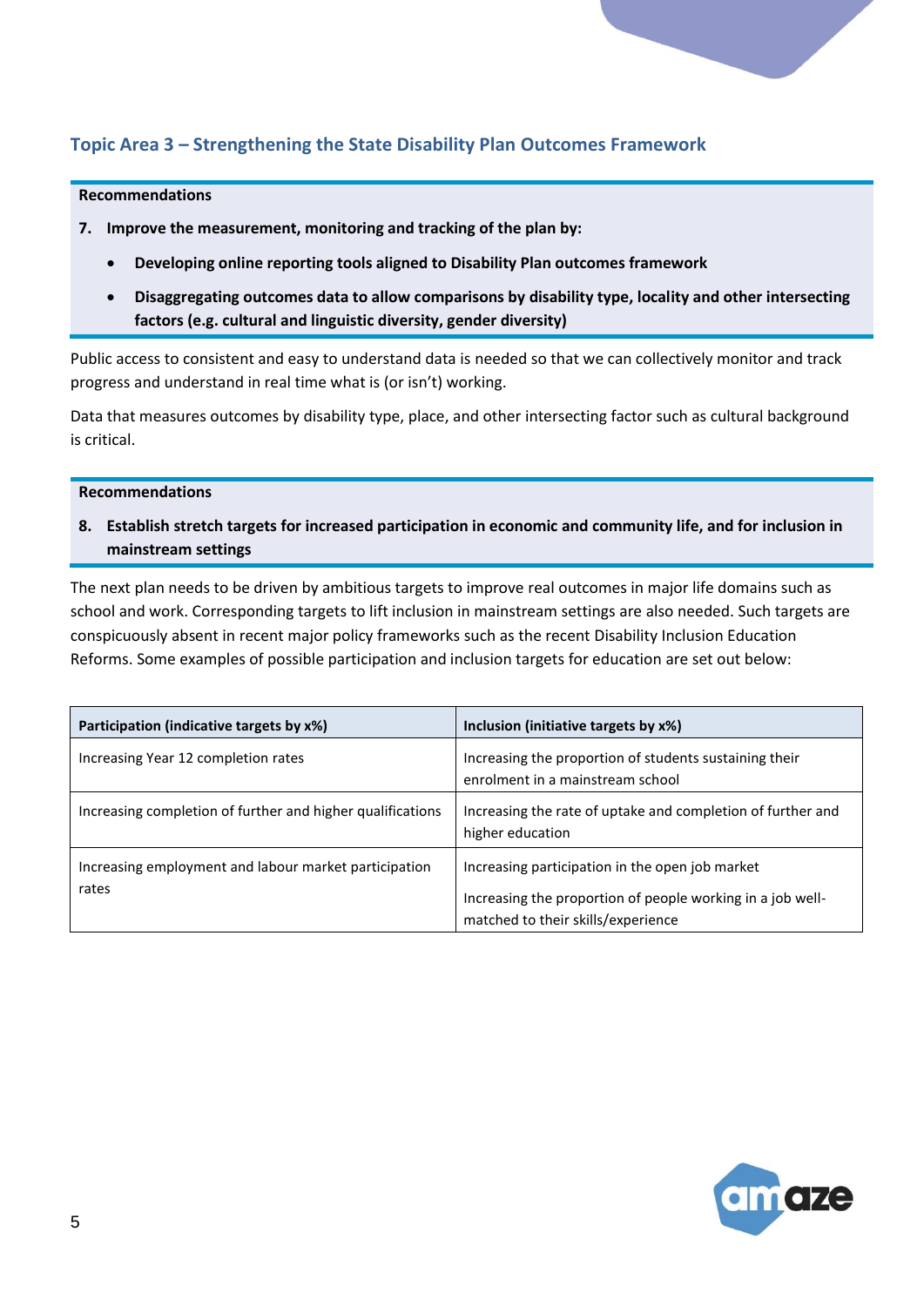## Topic Area 3 – Strengthening the State Disability Plan Outcomes Framework

**Recommendations**

7. **Improve the measurement, monitoring and tracking of the plan by:**
   - **Developing online reporting tools aligned to Disability Plan outcomes framework**
   - **Disaggregating outcomes data to allow comparisons by disability type, locality and other intersecting factors (e.g. cultural and linguistic diversity, gender diversity)**

Public access to consistent and easy to understand data is needed so that we can collectively monitor and track progress and understand in real time what is (or isn't) working.

Data that measures outcomes by disability type, place, and other intersecting factor such as cultural background is critical.

**Recommendations**

8. **Establish stretch targets for increased participation in economic and community life, and for inclusion in mainstream settings**

The next plan needs to be driven by ambitious targets to improve real outcomes in major life domains such as school and work. Corresponding targets to lift inclusion in mainstream settings are also needed. Such targets are conspicuously absent in recent major policy frameworks such as the recent Disability Inclusion Education Reforms. Some examples of possible participation and inclusion targets for education are set out below:

| Participation (indicative targets by x%) | Inclusion (initiative targets by x%) |
|---|---|
| Increasing Year 12 completion rates | Increasing the proportion of students sustaining their enrolment in a mainstream school |
| Increasing completion of further and higher qualifications | Increasing the rate of uptake and completion of further and higher education |
| Increasing employment and labour market participation rates | Increasing participation in the open job market<br><br>Increasing the proportion of people working in a job well-matched to their skills/experience |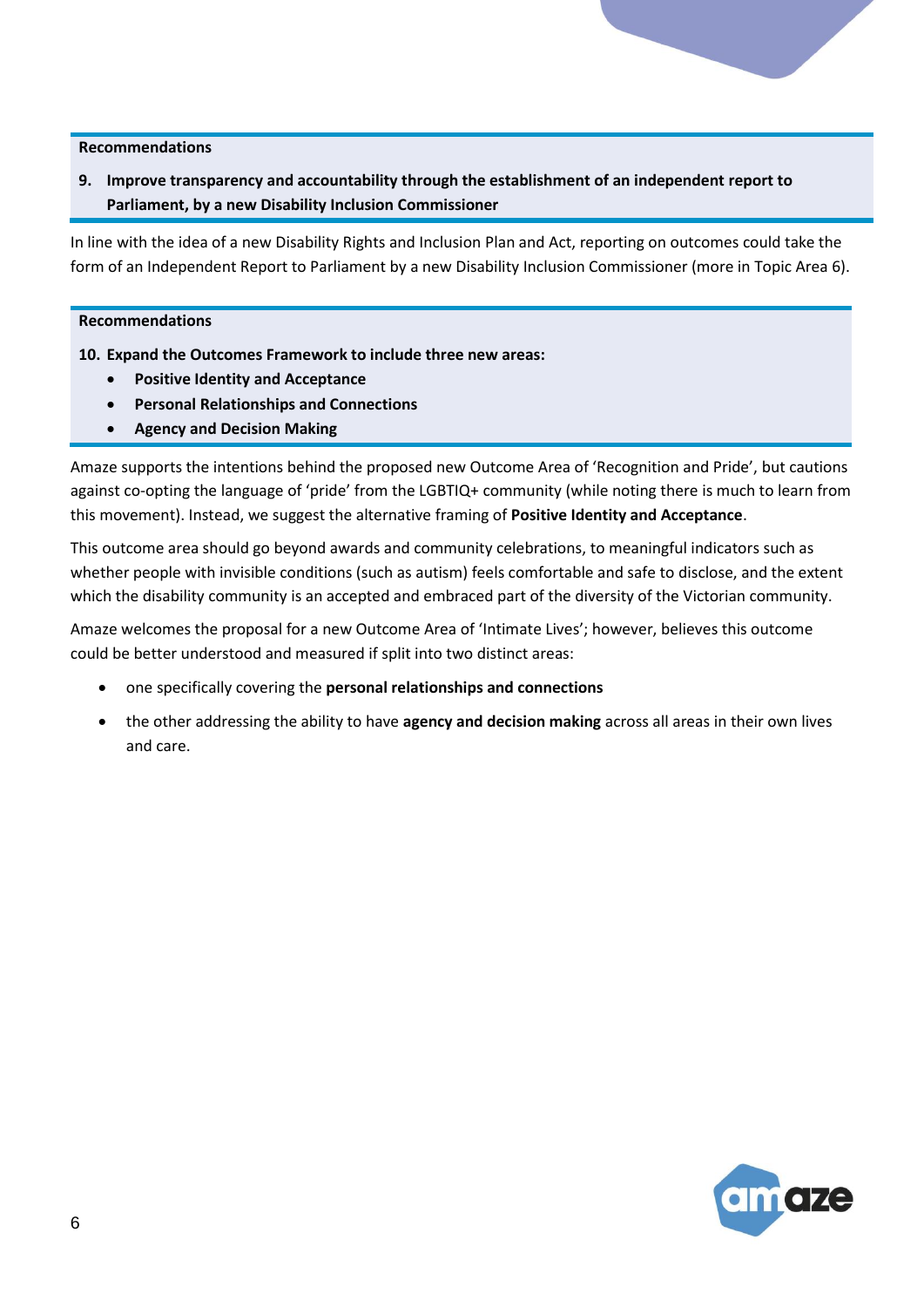**Recommendations**

**9. Improve transparency and accountability through the establishment of an independent report to Parliament, by a new Disability Inclusion Commissioner**

In line with the idea of a new Disability Rights and Inclusion Plan and Act, reporting on outcomes could take the form of an Independent Report to Parliament by a new Disability Inclusion Commissioner (more in Topic Area 6).

**Recommendations**

**10. Expand the Outcomes Framework to include three new areas:**

- **Positive Identity and Acceptance**
- **Personal Relationships and Connections**
- **Agency and Decision Making**

Amaze supports the intentions behind the proposed new Outcome Area of 'Recognition and Pride', but cautions against co-opting the language of 'pride' from the LGBTIQ+ community (while noting there is much to learn from this movement). Instead, we suggest the alternative framing of **Positive Identity and Acceptance**.

This outcome area should go beyond awards and community celebrations, to meaningful indicators such as whether people with invisible conditions (such as autism) feels comfortable and safe to disclose, and the extent which the disability community is an accepted and embraced part of the diversity of the Victorian community.

Amaze welcomes the proposal for a new Outcome Area of 'Intimate Lives'; however, believes this outcome could be better understood and measured if split into two distinct areas:

- one specifically covering the **personal relationships and connections**
- the other addressing the ability to have **agency and decision making** across all areas in their own lives and care.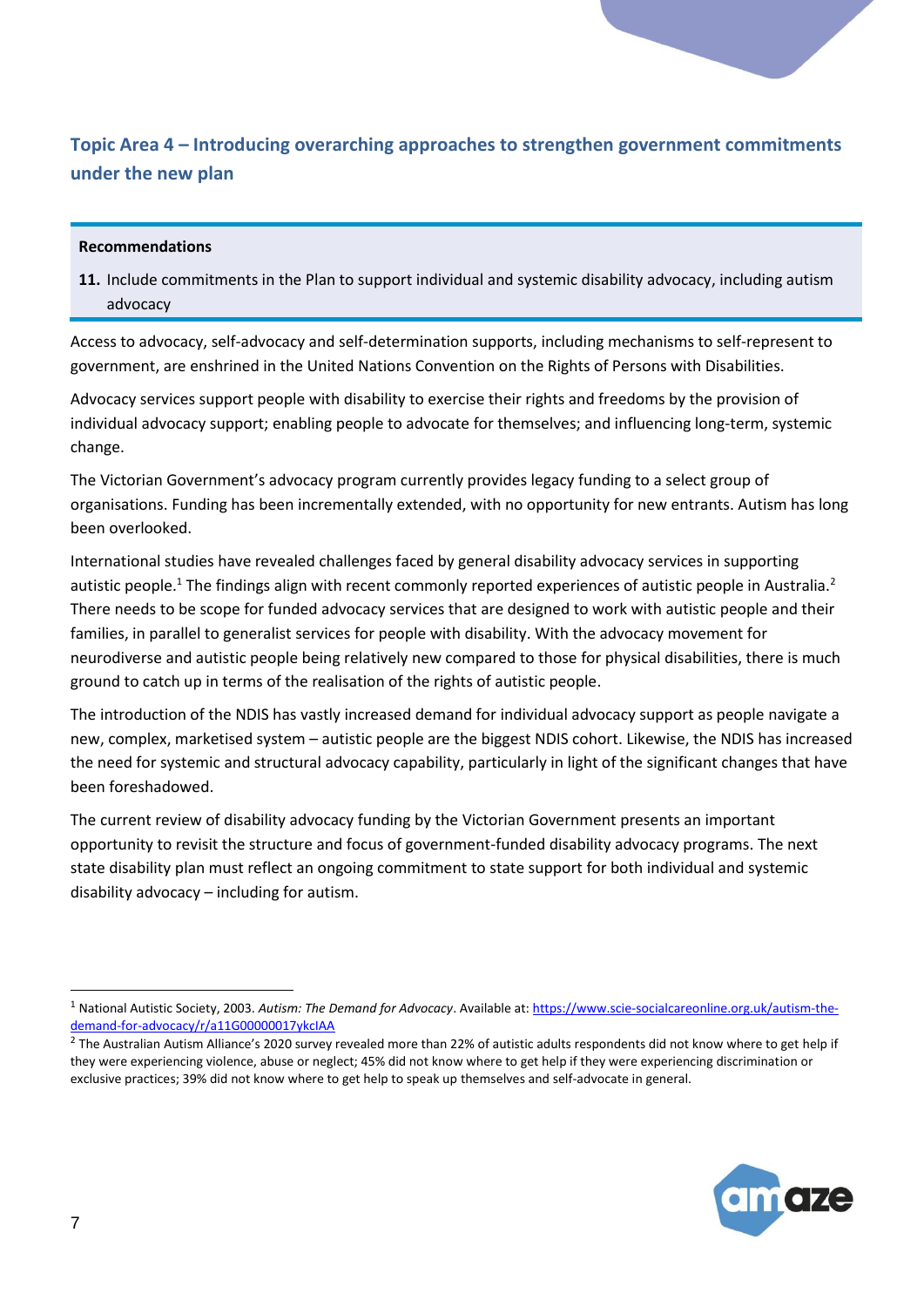## Topic Area 4 – Introducing overarching approaches to strengthen government commitments under the new plan

**Recommendations**

**11.** Include commitments in the Plan to support individual and systemic disability advocacy, including autism advocacy

Access to advocacy, self-advocacy and self-determination supports, including mechanisms to self-represent to government, are enshrined in the United Nations Convention on the Rights of Persons with Disabilities.

Advocacy services support people with disability to exercise their rights and freedoms by the provision of individual advocacy support; enabling people to advocate for themselves; and influencing long-term, systemic change.

The Victorian Government's advocacy program currently provides legacy funding to a select group of organisations. Funding has been incrementally extended, with no opportunity for new entrants. Autism has long been overlooked.

International studies have revealed challenges faced by general disability advocacy services in supporting autistic people.[1] The findings align with recent commonly reported experiences of autistic people in Australia.[2] There needs to be scope for funded advocacy services that are designed to work with autistic people and their families, in parallel to generalist services for people with disability. With the advocacy movement for neurodiverse and autistic people being relatively new compared to those for physical disabilities, there is much ground to catch up in terms of the realisation of the rights of autistic people.

The introduction of the NDIS has vastly increased demand for individual advocacy support as people navigate a new, complex, marketised system – autistic people are the biggest NDIS cohort. Likewise, the NDIS has increased the need for systemic and structural advocacy capability, particularly in light of the significant changes that have been foreshadowed.

The current review of disability advocacy funding by the Victorian Government presents an important opportunity to revisit the structure and focus of government-funded disability advocacy programs. The next state disability plan must reflect an ongoing commitment to state support for both individual and systemic disability advocacy – including for autism.

---

[1] National Autistic Society, 2003. *Autism: The Demand for Advocacy*. Available at: https://www.scie-socialcareonline.org.uk/autism-the-demand-for-advocacy/r/a11G00000017ykcIAA

[2] The Australian Autism Alliance's 2020 survey revealed more than 22% of autistic adults respondents did not know where to get help if they were experiencing violence, abuse or neglect; 45% did not know where to get help if they were experiencing discrimination or exclusive practices; 39% did not know where to get help to speak up themselves and self-advocate in general.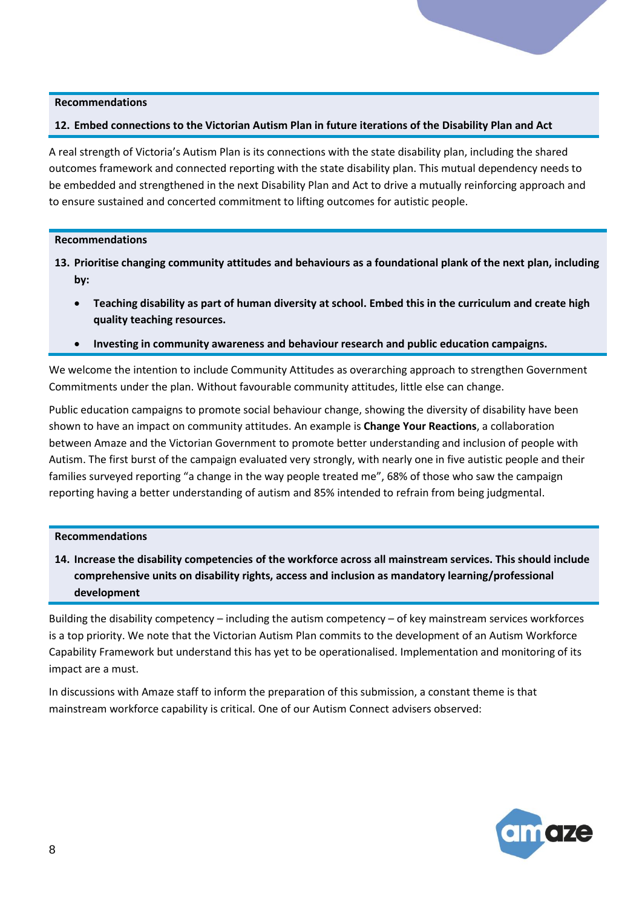**Recommendations**

**12. Embed connections to the Victorian Autism Plan in future iterations of the Disability Plan and Act**

A real strength of Victoria's Autism Plan is its connections with the state disability plan, including the shared outcomes framework and connected reporting with the state disability plan. This mutual dependency needs to be embedded and strengthened in the next Disability Plan and Act to drive a mutually reinforcing approach and to ensure sustained and concerted commitment to lifting outcomes for autistic people.

**Recommendations**

**13. Prioritise changing community attitudes and behaviours as a foundational plank of the next plan, including by:**

- **Teaching disability as part of human diversity at school. Embed this in the curriculum and create high quality teaching resources.**
- **Investing in community awareness and behaviour research and public education campaigns.**

We welcome the intention to include Community Attitudes as overarching approach to strengthen Government Commitments under the plan. Without favourable community attitudes, little else can change.

Public education campaigns to promote social behaviour change, showing the diversity of disability have been shown to have an impact on community attitudes. An example is **Change Your Reactions**, a collaboration between Amaze and the Victorian Government to promote better understanding and inclusion of people with Autism. The first burst of the campaign evaluated very strongly, with nearly one in five autistic people and their families surveyed reporting "a change in the way people treated me", 68% of those who saw the campaign reporting having a better understanding of autism and 85% intended to refrain from being judgmental.

**Recommendations**

**14. Increase the disability competencies of the workforce across all mainstream services. This should include comprehensive units on disability rights, access and inclusion as mandatory learning/professional development**

Building the disability competency – including the autism competency – of key mainstream services workforces is a top priority. We note that the Victorian Autism Plan commits to the development of an Autism Workforce Capability Framework but understand this has yet to be operationalised. Implementation and monitoring of its impact are a must.

In discussions with Amaze staff to inform the preparation of this submission, a constant theme is that mainstream workforce capability is critical. One of our Autism Connect advisers observed: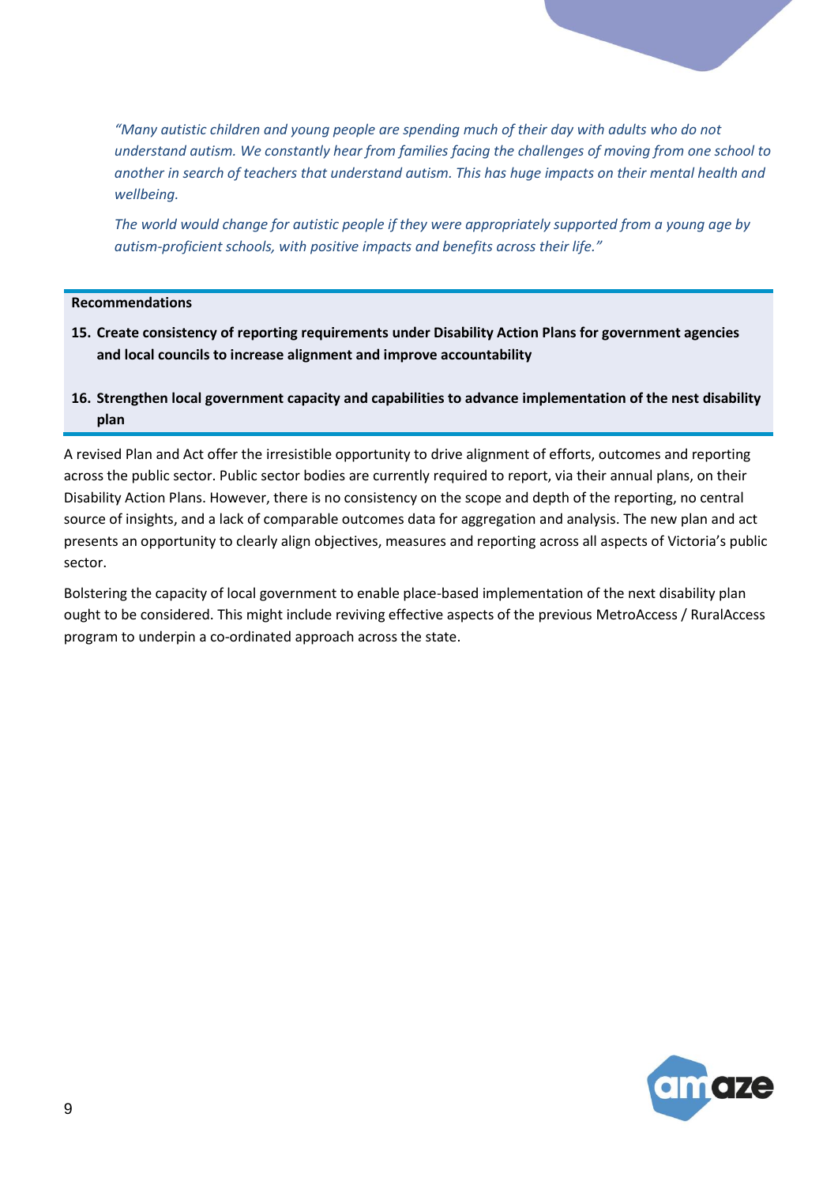*"Many autistic children and young people are spending much of their day with adults who do not understand autism. We constantly hear from families facing the challenges of moving from one school to another in search of teachers that understand autism. This has huge impacts on their mental health and wellbeing.*

*The world would change for autistic people if they were appropriately supported from a young age by autism-proficient schools, with positive impacts and benefits across their life."*

**Recommendations**

15. **Create consistency of reporting requirements under Disability Action Plans for government agencies and local councils to increase alignment and improve accountability**
16. **Strengthen local government capacity and capabilities to advance implementation of the nest disability plan**

A revised Plan and Act offer the irresistible opportunity to drive alignment of efforts, outcomes and reporting across the public sector. Public sector bodies are currently required to report, via their annual plans, on their Disability Action Plans. However, there is no consistency on the scope and depth of the reporting, no central source of insights, and a lack of comparable outcomes data for aggregation and analysis. The new plan and act presents an opportunity to clearly align objectives, measures and reporting across all aspects of Victoria's public sector.

Bolstering the capacity of local government to enable place-based implementation of the next disability plan ought to be considered. This might include reviving effective aspects of the previous MetroAccess / RuralAccess program to underpin a co-ordinated approach across the state.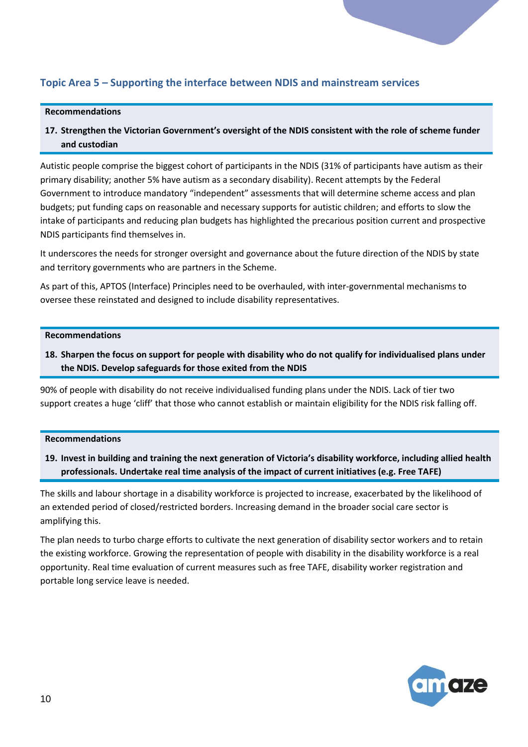## Topic Area 5 – Supporting the interface between NDIS and mainstream services

**Recommendations**

**17. Strengthen the Victorian Government's oversight of the NDIS consistent with the role of scheme funder and custodian**

Autistic people comprise the biggest cohort of participants in the NDIS (31% of participants have autism as their primary disability; another 5% have autism as a secondary disability). Recent attempts by the Federal Government to introduce mandatory "independent" assessments that will determine scheme access and plan budgets; put funding caps on reasonable and necessary supports for autistic children; and efforts to slow the intake of participants and reducing plan budgets has highlighted the precarious position current and prospective NDIS participants find themselves in.

It underscores the needs for stronger oversight and governance about the future direction of the NDIS by state and territory governments who are partners in the Scheme.

As part of this, APTOS (Interface) Principles need to be overhauled, with inter-governmental mechanisms to oversee these reinstated and designed to include disability representatives.

**Recommendations**

**18. Sharpen the focus on support for people with disability who do not qualify for individualised plans under the NDIS. Develop safeguards for those exited from the NDIS**

90% of people with disability do not receive individualised funding plans under the NDIS. Lack of tier two support creates a huge 'cliff' that those who cannot establish or maintain eligibility for the NDIS risk falling off.

**Recommendations**

**19. Invest in building and training the next generation of Victoria's disability workforce, including allied health professionals. Undertake real time analysis of the impact of current initiatives (e.g. Free TAFE)**

The skills and labour shortage in a disability workforce is projected to increase, exacerbated by the likelihood of an extended period of closed/restricted borders. Increasing demand in the broader social care sector is amplifying this.

The plan needs to turbo charge efforts to cultivate the next generation of disability sector workers and to retain the existing workforce. Growing the representation of people with disability in the disability workforce is a real opportunity. Real time evaluation of current measures such as free TAFE, disability worker registration and portable long service leave is needed.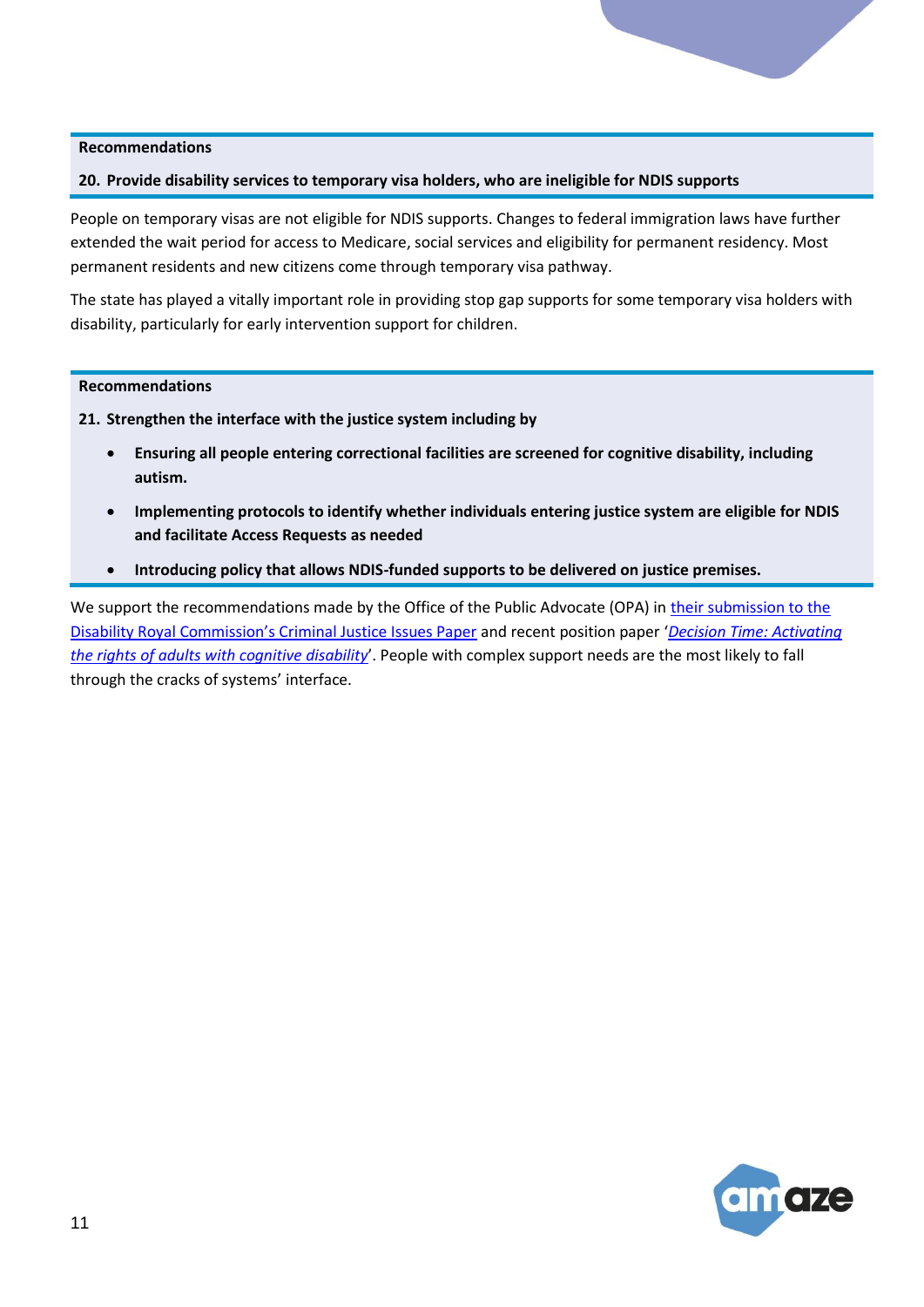**Recommendations**

**20. Provide disability services to temporary visa holders, who are ineligible for NDIS supports**

People on temporary visas are not eligible for NDIS supports. Changes to federal immigration laws have further extended the wait period for access to Medicare, social services and eligibility for permanent residency. Most permanent residents and new citizens come through temporary visa pathway.

The state has played a vitally important role in providing stop gap supports for some temporary visa holders with disability, particularly for early intervention support for children.

**Recommendations**

**21. Strengthen the interface with the justice system including by**

- **Ensuring all people entering correctional facilities are screened for cognitive disability, including autism.**
- **Implementing protocols to identify whether individuals entering justice system are eligible for NDIS and facilitate Access Requests as needed**
- **Introducing policy that allows NDIS-funded supports to be delivered on justice premises.**

We support the recommendations made by the Office of the Public Advocate (OPA) in their submission to the Disability Royal Commission's Criminal Justice Issues Paper and recent position paper '*Decision Time: Activating the rights of adults with cognitive disability*'. People with complex support needs are the most likely to fall through the cracks of systems' interface.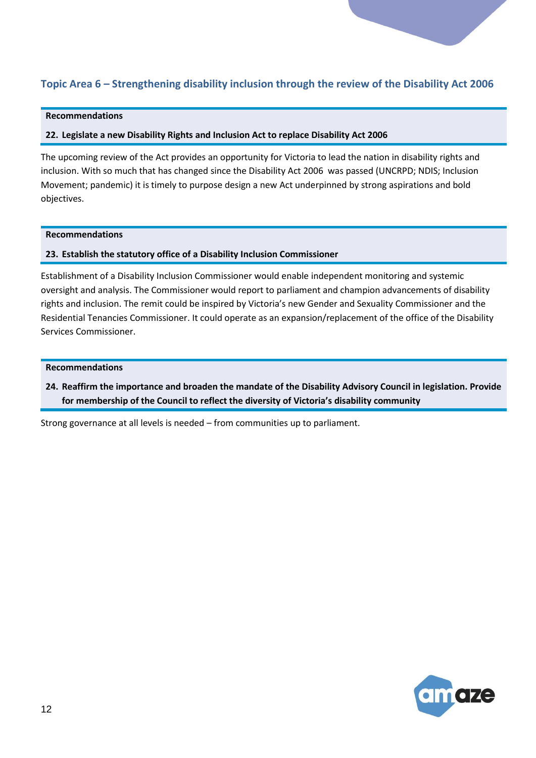## Topic Area 6 – Strengthening disability inclusion through the review of the Disability Act 2006

**Recommendations**

**22. Legislate a new Disability Rights and Inclusion Act to replace Disability Act 2006**

The upcoming review of the Act provides an opportunity for Victoria to lead the nation in disability rights and inclusion. With so much that has changed since the Disability Act 2006 was passed (UNCRPD; NDIS; Inclusion Movement; pandemic) it is timely to purpose design a new Act underpinned by strong aspirations and bold objectives.

**Recommendations**

**23. Establish the statutory office of a Disability Inclusion Commissioner**

Establishment of a Disability Inclusion Commissioner would enable independent monitoring and systemic oversight and analysis. The Commissioner would report to parliament and champion advancements of disability rights and inclusion. The remit could be inspired by Victoria's new Gender and Sexuality Commissioner and the Residential Tenancies Commissioner. It could operate as an expansion/replacement of the office of the Disability Services Commissioner.

**Recommendations**

**24. Reaffirm the importance and broaden the mandate of the Disability Advisory Council in legislation. Provide for membership of the Council to reflect the diversity of Victoria's disability community**

Strong governance at all levels is needed – from communities up to parliament.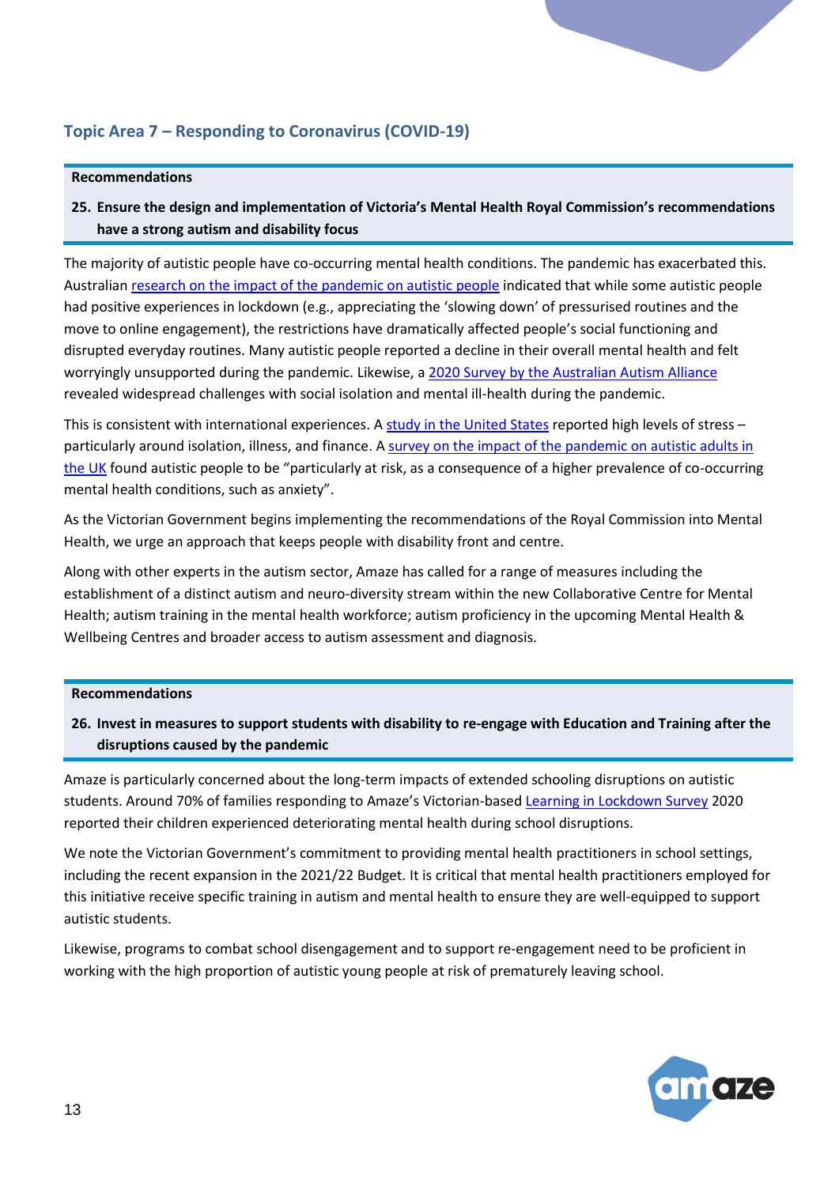## Topic Area 7 – Responding to Coronavirus (COVID-19)

**Recommendations**

**25. Ensure the design and implementation of Victoria's Mental Health Royal Commission's recommendations have a strong autism and disability focus**

The majority of autistic people have co-occurring mental health conditions. The pandemic has exacerbated this. Australian research on the impact of the pandemic on autistic people indicated that while some autistic people had positive experiences in lockdown (e.g., appreciating the 'slowing down' of pressurised routines and the move to online engagement), the restrictions have dramatically affected people's social functioning and disrupted everyday routines. Many autistic people reported a decline in their overall mental health and felt worryingly unsupported during the pandemic. Likewise, a 2020 Survey by the Australian Autism Alliance revealed widespread challenges with social isolation and mental ill-health during the pandemic.

This is consistent with international experiences. A study in the United States reported high levels of stress – particularly around isolation, illness, and finance. A survey on the impact of the pandemic on autistic adults in the UK found autistic people to be "particularly at risk, as a consequence of a higher prevalence of co-occurring mental health conditions, such as anxiety".

As the Victorian Government begins implementing the recommendations of the Royal Commission into Mental Health, we urge an approach that keeps people with disability front and centre.

Along with other experts in the autism sector, Amaze has called for a range of measures including the establishment of a distinct autism and neuro-diversity stream within the new Collaborative Centre for Mental Health; autism training in the mental health workforce; autism proficiency in the upcoming Mental Health & Wellbeing Centres and broader access to autism assessment and diagnosis.

**Recommendations**

**26. Invest in measures to support students with disability to re-engage with Education and Training after the disruptions caused by the pandemic**

Amaze is particularly concerned about the long-term impacts of extended schooling disruptions on autistic students. Around 70% of families responding to Amaze's Victorian-based Learning in Lockdown Survey 2020 reported their children experienced deteriorating mental health during school disruptions.

We note the Victorian Government's commitment to providing mental health practitioners in school settings, including the recent expansion in the 2021/22 Budget. It is critical that mental health practitioners employed for this initiative receive specific training in autism and mental health to ensure they are well-equipped to support autistic students.

Likewise, programs to combat school disengagement and to support re-engagement need to be proficient in working with the high proportion of autistic young people at risk of prematurely leaving school.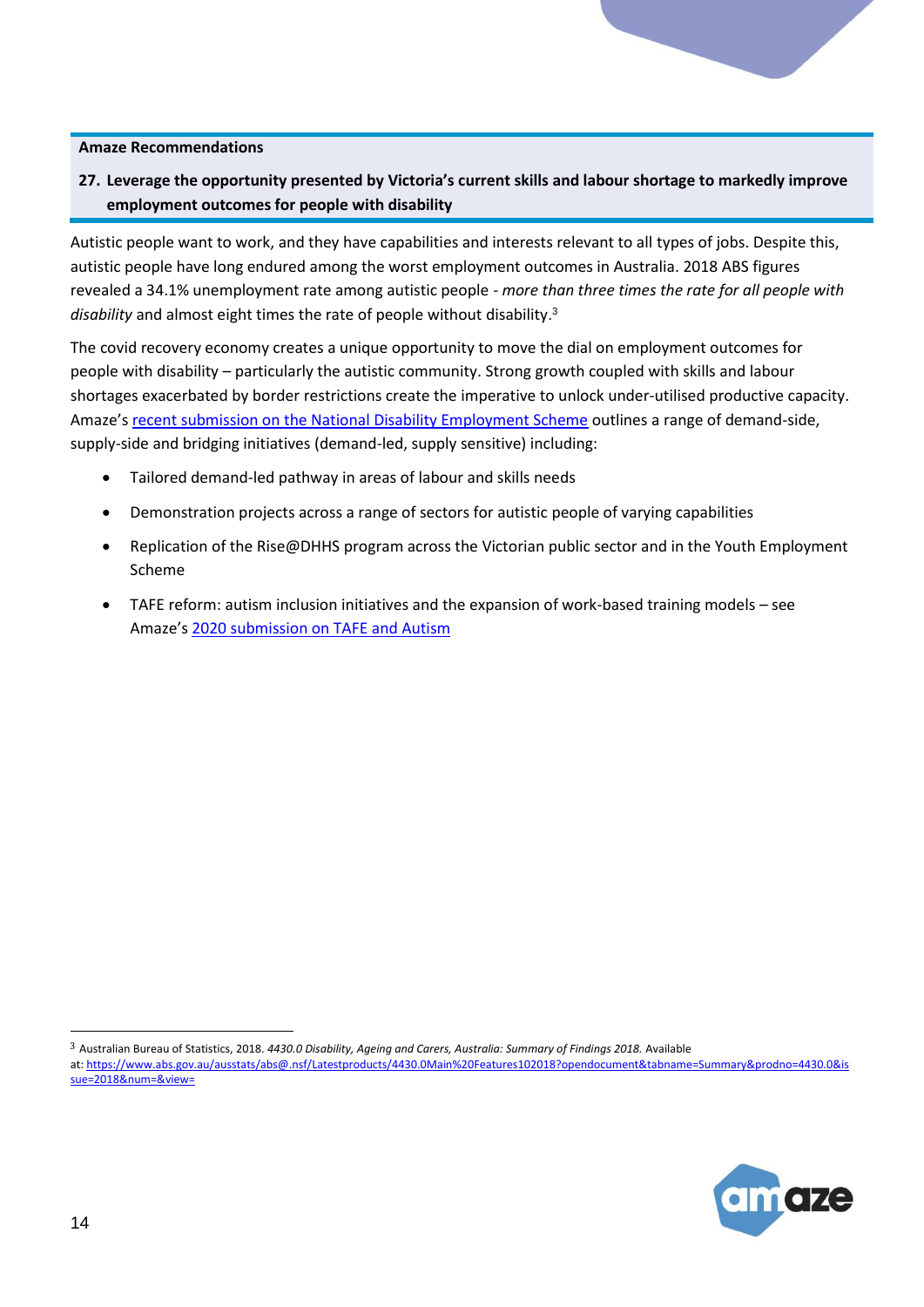**Amaze Recommendations**

**27. Leverage the opportunity presented by Victoria's current skills and labour shortage to markedly improve employment outcomes for people with disability**

Autistic people want to work, and they have capabilities and interests relevant to all types of jobs. Despite this, autistic people have long endured among the worst employment outcomes in Australia. 2018 ABS figures revealed a 34.1% unemployment rate among autistic people - *more than three times the rate for all people with disability* and almost eight times the rate of people without disability.[3]

The covid recovery economy creates a unique opportunity to move the dial on employment outcomes for people with disability – particularly the autistic community. Strong growth coupled with skills and labour shortages exacerbated by border restrictions create the imperative to unlock under-utilised productive capacity. Amaze's recent submission on the National Disability Employment Scheme outlines a range of demand-side, supply-side and bridging initiatives (demand-led, supply sensitive) including:

- Tailored demand-led pathway in areas of labour and skills needs
- Demonstration projects across a range of sectors for autistic people of varying capabilities
- Replication of the Rise@DHHS program across the Victorian public sector and in the Youth Employment Scheme
- TAFE reform: autism inclusion initiatives and the expansion of work-based training models – see Amaze's 2020 submission on TAFE and Autism

[3] Australian Bureau of Statistics, 2018. *4430.0 Disability, Ageing and Carers, Australia: Summary of Findings 2018.* Available at: https://www.abs.gov.au/ausstats/abs@.nsf/Latestproducts/4430.0Main%20Features102018?opendocument&tabname=Summary&prodno=4430.0&issue=2018&num=&view=